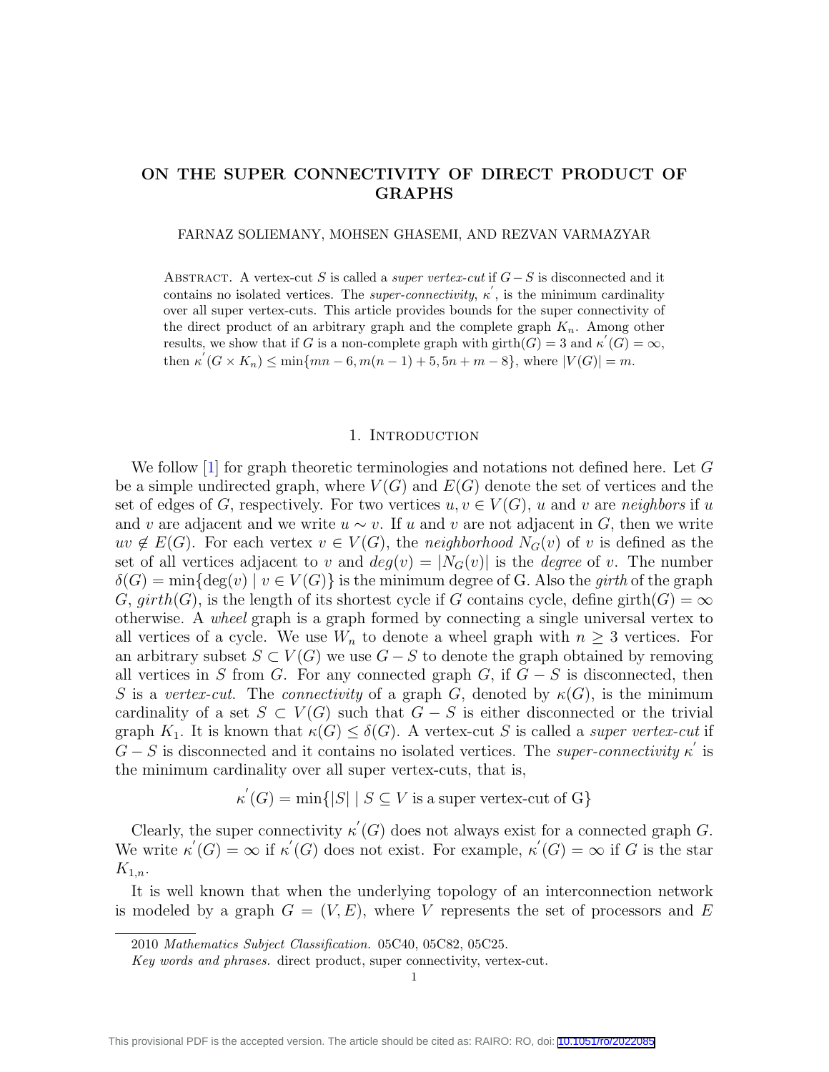# ON THE SUPER CONNECTIVITY OF DIRECT PRODUCT OF GRAPHS

FARNAZ SOLIEMANY, MOHSEN GHASEMI, AND REZVAN VARMAZYAR

ABSTRACT. A vertex-cut $S$ is called a *super vertex-cut* if $G-S$ is disconnected and it contains no isolated vertices. The *super-connectivity*, $\kappa^{'}$, is the minimum cardinality over all super vertex-cuts. This article provides bounds for the super connectivity of the direct product of an arbitrary graph and the complete graph $K_n$. Among other results, we show that if $G$ is a non-complete graph with girth$(G) = 3$ and $\kappa^{'}(G) = \infty$, then $\kappa^{'}(G \times K_n) \leq \min\{mn - 6, m(n-1) + 5, 5n + m - 8\}$, where $|V(G)| = m$.

## 1. Introduction

We follow [1] for graph theoretic terminologies and notations not defined here. Let $G$ be a simple undirected graph, where $V(G)$ and $E(G)$ denote the set of vertices and the set of edges of $G$, respectively. For two vertices $u, v \in V(G)$, $u$ and $v$ are *neighbors* if $u$ and $v$ are adjacent and we write $u \sim v$. If $u$ and $v$ are not adjacent in $G$, then we write $uv \notin E(G)$. For each vertex $v \in V(G)$, the *neighborhood* $N_G(v)$ of $v$ is defined as the set of all vertices adjacent to $v$ and $deg(v) = |N_G(v)|$ is the *degree* of $v$. The number $\delta(G) = \min\{\deg(v) \mid v \in V(G)\}$ is the minimum degree of G. Also the *girth* of the graph $G$, *girth*$(G)$, is the length of its shortest cycle if $G$ contains cycle, define girth$(G) = \infty$ otherwise. A *wheel* graph is a graph formed by connecting a single universal vertex to all vertices of a cycle. We use $W_n$ to denote a wheel graph with $n \geq 3$ vertices. For an arbitrary subset $S \subset V(G)$ we use $G - S$ to denote the graph obtained by removing all vertices in $S$ from $G$. For any connected graph $G$, if $G - S$ is disconnected, then $S$ is a *vertex-cut*. The *connectivity* of a graph $G$, denoted by $\kappa(G)$, is the minimum cardinality of a set $S \subset V(G)$ such that $G - S$ is either disconnected or the trivial graph $K_1$. It is known that $\kappa(G) \leq \delta(G)$. A vertex-cut $S$ is called a *super vertex-cut* if $G - S$ is disconnected and it contains no isolated vertices. The *super-connectivity* $\kappa^{'}$ is the minimum cardinality over all super vertex-cuts, that is,

$$\kappa^{'}(G) = \min\{|S| \mid S \subseteq V \text{ is a super vertex-cut of G}\}$$

Clearly, the super connectivity $\kappa^{'}(G)$ does not always exist for a connected graph $G$. We write $\kappa^{'}(G) = \infty$ if $\kappa^{'}(G)$ does not exist. For example, $\kappa^{'}(G) = \infty$ if $G$ is the star $K_{1,n}$.

It is well known that when the underlying topology of an interconnection network is modeled by a graph $G = (V, E)$, where $V$ represents the set of processors and $E$

2010 *Mathematics Subject Classification.* 05C40, 05C82, 05C25.

*Key words and phrases.* direct product, super connectivity, vertex-cut.

This provisional PDF is the accepted version. The article should be cited as: RAIRO: RO, doi: 10.1051/ro/2022085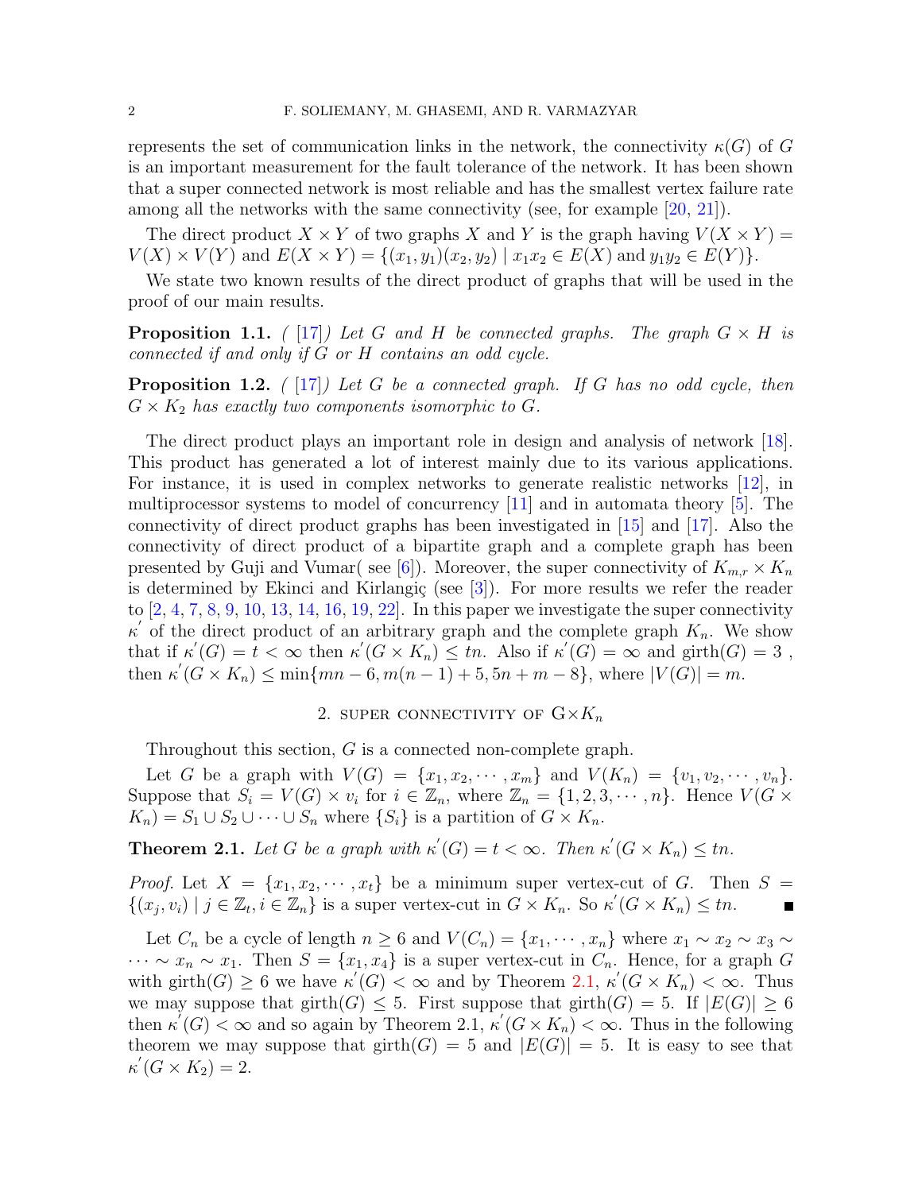represents the set of communication links in the network, the connectivity $\kappa(G)$ of $G$ is an important measurement for the fault tolerance of the network. It has been shown that a super connected network is most reliable and has the smallest vertex failure rate among all the networks with the same connectivity (see, for example [20, 21]).

The direct product $X \times Y$ of two graphs $X$ and $Y$ is the graph having $V(X \times Y) = V(X) \times V(Y)$ and $E(X \times Y) = \{(x_1, y_1)(x_2, y_2) \mid x_1x_2 \in E(X) \text{ and } y_1y_2 \in E(Y)\}$.

We state two known results of the direct product of graphs that will be used in the proof of our main results.

**Proposition 1.1.** *( [17]) Let $G$ and $H$ be connected graphs. The graph $G \times H$ is connected if and only if $G$ or $H$ contains an odd cycle.*

**Proposition 1.2.** *( [17]) Let $G$ be a connected graph. If $G$ has no odd cycle, then $G \times K_2$ has exactly two components isomorphic to $G$.*

The direct product plays an important role in design and analysis of network [18]. This product has generated a lot of interest mainly due to its various applications. For instance, it is used in complex networks to generate realistic networks [12], in multiprocessor systems to model of concurrency [11] and in automata theory [5]. The connectivity of direct product graphs has been investigated in [15] and [17]. Also the connectivity of direct product of a bipartite graph and a complete graph has been presented by Guji and Vumar( see [6]). Moreover, the super connectivity of $K_{m,r} \times K_n$ is determined by Ekinci and Kirlangiç (see [3]). For more results we refer the reader to [2, 4, 7, 8, 9, 10, 13, 14, 16, 19, 22]. In this paper we investigate the super connectivity $\kappa'$ of the direct product of an arbitrary graph and the complete graph $K_n$. We show that if $\kappa'(G) = t < \infty$ then $\kappa'(G \times K_n) \leq tn$. Also if $\kappa'(G) = \infty$ and $\text{girth}(G) = 3$ , then $\kappa'(G \times K_n) \leq \min\{mn - 6, m(n-1) + 5, 5n + m - 8\}$, where $|V(G)| = m$.

## 2. Super connectivity of $G \times K_n$

Throughout this section, $G$ is a connected non-complete graph.

Let $G$ be a graph with $V(G) = \{x_1, x_2, \cdots, x_m\}$ and $V(K_n) = \{v_1, v_2, \cdots, v_n\}$. Suppose that $S_i = V(G) \times v_i$ for $i \in \mathbb{Z}_n$, where $\mathbb{Z}_n = \{1, 2, 3, \cdots, n\}$. Hence $V(G \times K_n) = S_1 \cup S_2 \cup \cdots \cup S_n$ where $\{S_i\}$ is a partition of $G \times K_n$.

**Theorem 2.1.** *Let $G$ be a graph with $\kappa'(G) = t < \infty$. Then $\kappa'(G \times K_n) \leq tn$.*

*Proof.* Let $X = \{x_1, x_2, \cdots, x_t\}$ be a minimum super vertex-cut of $G$. Then $S = \{(x_j, v_i) \mid j \in \mathbb{Z}_t, i \in \mathbb{Z}_n\}$ is a super vertex-cut in $G \times K_n$. So $\kappa'(G \times K_n) \leq tn$. ∎

Let $C_n$ be a cycle of length $n \geq 6$ and $V(C_n) = \{x_1, \cdots, x_n\}$ where $x_1 \sim x_2 \sim x_3 \sim \cdots \sim x_n \sim x_1$. Then $S = \{x_1, x_4\}$ is a super vertex-cut in $C_n$. Hence, for a graph $G$ with $\text{girth}(G) \geq 6$ we have $\kappa'(G) < \infty$ and by Theorem 2.1, $\kappa'(G \times K_n) < \infty$. Thus we may suppose that $\text{girth}(G) \leq 5$. First suppose that $\text{girth}(G) = 5$. If $|E(G)| \geq 6$ then $\kappa'(G) < \infty$ and so again by Theorem 2.1, $\kappa'(G \times K_n) < \infty$. Thus in the following theorem we may suppose that $\text{girth}(G) = 5$ and $|E(G)| = 5$. It is easy to see that $\kappa'(G \times K_2) = 2$.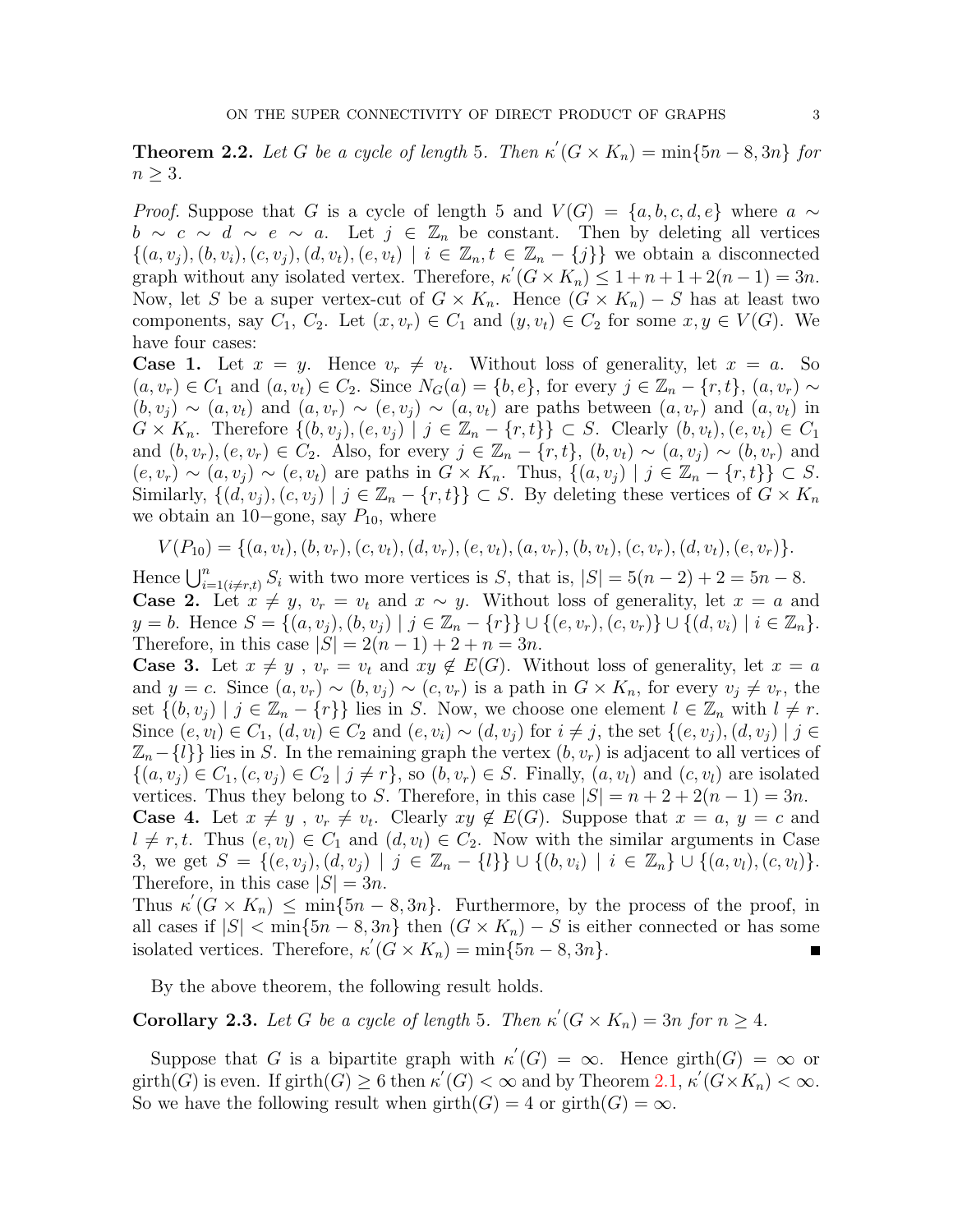**Theorem 2.2.** *Let $G$ be a cycle of length 5. Then $\kappa^{'}(G \times K_n) = \min\{5n-8, 3n\}$ for $n \geq 3$.*

*Proof.* Suppose that $G$ is a cycle of length 5 and $V(G) = \{a, b, c, d, e\}$ where $a \sim b \sim c \sim d \sim e \sim a$. Let $j \in \mathbb{Z}_n$ be constant. Then by deleting all vertices $\{(a, v_j), (b, v_i), (c, v_j), (d, v_t), (e, v_t) \mid i \in \mathbb{Z}_n, t \in \mathbb{Z}_n - \{j\}\}$ we obtain a disconnected graph without any isolated vertex. Therefore, $\kappa^{'}(G \times K_n) \leq 1 + n + 1 + 2(n-1) = 3n$. Now, let $S$ be a super vertex-cut of $G \times K_n$. Hence $(G \times K_n) - S$ has at least two components, say $C_1$, $C_2$. Let $(x, v_r) \in C_1$ and $(y, v_t) \in C_2$ for some $x, y \in V(G)$. We have four cases:

**Case 1.** Let $x = y$. Hence $v_r \neq v_t$. Without loss of generality, let $x = a$. So $(a, v_r) \in C_1$ and $(a, v_t) \in C_2$. Since $N_G(a) = \{b, e\}$, for every $j \in \mathbb{Z}_n - \{r, t\}$, $(a, v_r) \sim (b, v_j) \sim (a, v_t)$ and $(a, v_r) \sim (e, v_j) \sim (a, v_t)$ are paths between $(a, v_r)$ and $(a, v_t)$ in $G \times K_n$. Therefore $\{(b, v_j), (e, v_j) \mid j \in \mathbb{Z}_n - \{r, t\}\} \subset S$. Clearly $(b, v_t), (e, v_t) \in C_1$ and $(b, v_r), (e, v_r) \in C_2$. Also, for every $j \in \mathbb{Z}_n - \{r, t\}$, $(b, v_t) \sim (a, v_j) \sim (b, v_r)$ and $(e, v_r) \sim (a, v_j) \sim (e, v_t)$ are paths in $G \times K_n$. Thus, $\{(a, v_j) \mid j \in \mathbb{Z}_n - \{r, t\}\} \subset S$. Similarly, $\{(d, v_j), (c, v_j) \mid j \in \mathbb{Z}_n - \{r, t\}\} \subset S$. By deleting these vertices of $G \times K_n$ we obtain an 10−gone, say $P_{10}$, where

$$V(P_{10}) = \{(a, v_t), (b, v_r), (c, v_t), (d, v_r), (e, v_t), (a, v_r), (b, v_t), (c, v_r), (d, v_t), (e, v_r)\}.$$

Hence $\bigcup_{i=1 (i \neq r,t)}^{n} S_i$ with two more vertices is $S$, that is, $|S| = 5(n-2) + 2 = 5n - 8$.

**Case 2.** Let $x \neq y$, $v_r = v_t$ and $x \sim y$. Without loss of generality, let $x = a$ and $y = b$. Hence $S = \{(a, v_j), (b, v_j) \mid j \in \mathbb{Z}_n - \{r\}\} \cup \{(e, v_r), (c, v_r)\} \cup \{(d, v_i) \mid i \in \mathbb{Z}_n\}$. Therefore, in this case $|S| = 2(n-1) + 2 + n = 3n$.

**Case 3.** Let $x \neq y$ , $v_r = v_t$ and $xy \notin E(G)$. Without loss of generality, let $x = a$ and $y = c$. Since $(a, v_r) \sim (b, v_j) \sim (c, v_r)$ is a path in $G \times K_n$, for every $v_j \neq v_r$, the set $\{(b, v_j) \mid j \in \mathbb{Z}_n - \{r\}\}$ lies in $S$. Now, we choose one element $l \in \mathbb{Z}_n$ with $l \neq r$. Since $(e, v_l) \in C_1$, $(d, v_l) \in C_2$ and $(e, v_i) \sim (d, v_j)$ for $i \neq j$, the set $\{(e, v_j), (d, v_j) \mid j \in \mathbb{Z}_n - \{l\}\}$ lies in $S$. In the remaining graph the vertex $(b, v_r)$ is adjacent to all vertices of $\{(a, v_j) \in C_1, (c, v_j) \in C_2 \mid j \neq r\}$, so $(b, v_r) \in S$. Finally, $(a, v_l)$ and $(c, v_l)$ are isolated vertices. Thus they belong to $S$. Therefore, in this case $|S| = n + 2 + 2(n-1) = 3n$.

**Case 4.** Let $x \neq y$ , $v_r \neq v_t$. Clearly $xy \notin E(G)$. Suppose that $x = a$, $y = c$ and $l \neq r, t$. Thus $(e, v_l) \in C_1$ and $(d, v_l) \in C_2$. Now with the similar arguments in Case 3, we get $S = \{(e, v_j), (d, v_j) \mid j \in \mathbb{Z}_n - \{l\}\} \cup \{(b, v_i) \mid i \in \mathbb{Z}_n\} \cup \{(a, v_l), (c, v_l)\}$. Therefore, in this case $|S| = 3n$.

Thus $\kappa^{'}(G \times K_n) \leq \min\{5n-8, 3n\}$. Furthermore, by the process of the proof, in all cases if $|S| < \min\{5n-8, 3n\}$ then $(G \times K_n) - S$ is either connected or has some isolated vertices. Therefore, $\kappa^{'}(G \times K_n) = \min\{5n-8, 3n\}$. ∎

By the above theorem, the following result holds.

**Corollary 2.3.** *Let $G$ be a cycle of length 5. Then $\kappa^{'}(G \times K_n) = 3n$ for $n \geq 4$.*

Suppose that $G$ is a bipartite graph with $\kappa^{'}(G) = \infty$. Hence $\text{girth}(G) = \infty$ or $\text{girth}(G)$ is even. If $\text{girth}(G) \geq 6$ then $\kappa^{'}(G) < \infty$ and by Theorem 2.1, $\kappa^{'}(G \times K_n) < \infty$. So we have the following result when $\text{girth}(G) = 4$ or $\text{girth}(G) = \infty$.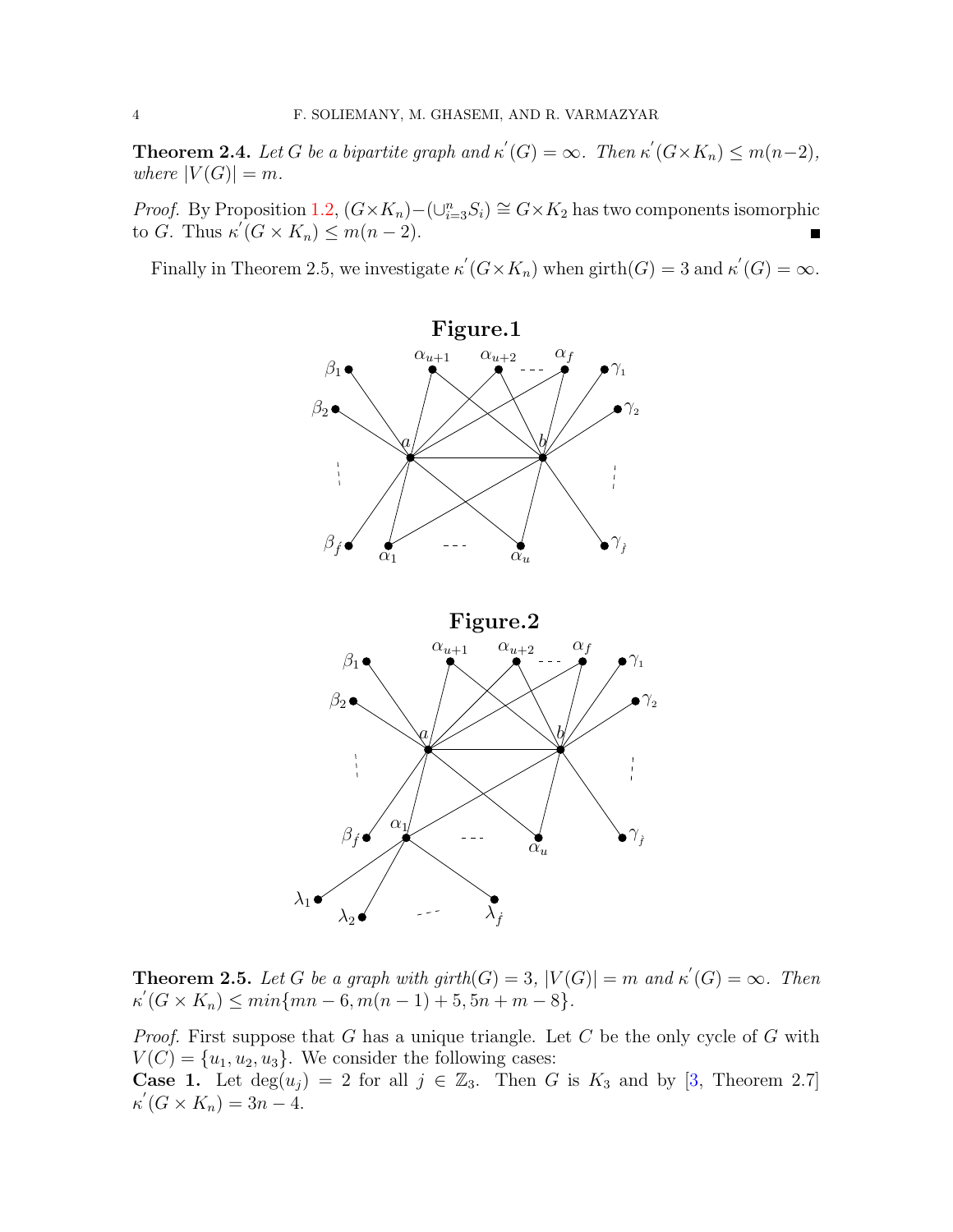**Theorem 2.4.** *Let $G$ be a bipartite graph and $\kappa^{'}(G) = \infty$. Then $\kappa^{'}(G \times K_n) \leq m(n-2)$, where $|V(G)| = m$.*

*Proof.* By Proposition 1.2, $(G \times K_n) - (\cup_{i=3}^{n} S_i) \cong G \times K_2$ has two components isomorphic to $G$. Thus $\kappa^{'}(G \times K_n) \leq m(n-2)$. ∎

Finally in Theorem 2.5, we investigate $\kappa^{'}(G \times K_n)$ when girth$(G) = 3$ and $\kappa^{'}(G) = \infty$.

**Figure.1**

**Figure.2**

**Theorem 2.5.** *Let $G$ be a graph with girth$(G) = 3$, $|V(G)| = m$ and $\kappa^{'}(G) = \infty$. Then $\kappa^{'}(G \times K_n) \leq min\{mn - 6, m(n-1) + 5, 5n + m - 8\}$.*

*Proof.* First suppose that $G$ has a unique triangle. Let $C$ be the only cycle of $G$ with $V(C) = \{u_1, u_2, u_3\}$. We consider the following cases:
**Case 1.** Let $\deg(u_j) = 2$ for all $j \in \mathbb{Z}_3$. Then $G$ is $K_3$ and by [3, Theorem 2.7] $\kappa^{'}(G \times K_n) = 3n - 4$.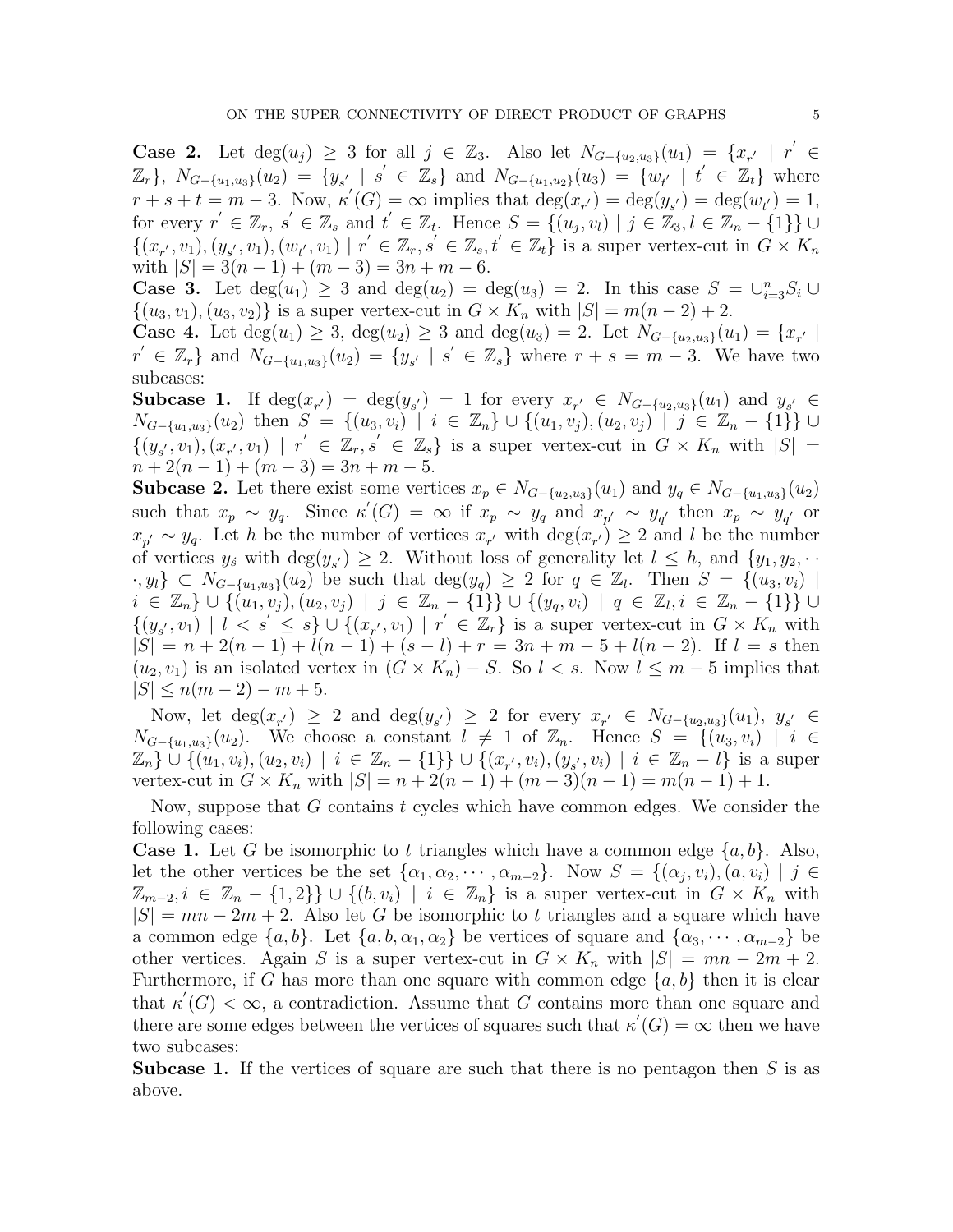**Case 2.** Let $\deg(u_j) \geq 3$ for all $j \in \mathbb{Z}_3$. Also let $N_{G-\{u_2,u_3\}}(u_1) = \{x_{r'} \mid r' \in \mathbb{Z}_r\}$, $N_{G-\{u_1,u_3\}}(u_2) = \{y_{s'} \mid s' \in \mathbb{Z}_s\}$ and $N_{G-\{u_1,u_2\}}(u_3) = \{w_{t'} \mid t' \in \mathbb{Z}_t\}$ where $r+s+t = m-3$. Now, $\kappa'(G) = \infty$ implies that $\deg(x_{r'}) = \deg(y_{s'}) = \deg(w_{t'}) = 1$, for every $r' \in \mathbb{Z}_r$, $s' \in \mathbb{Z}_s$ and $t' \in \mathbb{Z}_t$. Hence $S = \{(u_j, v_l) \mid j \in \mathbb{Z}_3, l \in \mathbb{Z}_n - \{1\}\} \cup \{(x_{r'}, v_1), (y_{s'}, v_1), (w_{t'}, v_1) \mid r' \in \mathbb{Z}_r, s' \in \mathbb{Z}_s, t' \in \mathbb{Z}_t\}$ is a super vertex-cut in $G \times K_n$ with $|S| = 3(n-1) + (m-3) = 3n + m - 6$.

**Case 3.** Let $\deg(u_1) \geq 3$ and $\deg(u_2) = \deg(u_3) = 2$. In this case $S = \cup_{i=3}^{n} S_i \cup \{(u_3, v_1), (u_3, v_2)\}$ is a super vertex-cut in $G \times K_n$ with $|S| = m(n-2) + 2$.

**Case 4.** Let $\deg(u_1) \geq 3$, $\deg(u_2) \geq 3$ and $\deg(u_3) = 2$. Let $N_{G-\{u_2,u_3\}}(u_1) = \{x_{r'} \mid r' \in \mathbb{Z}_r\}$ and $N_{G-\{u_1,u_3\}}(u_2) = \{y_{s'} \mid s' \in \mathbb{Z}_s\}$ where $r + s = m - 3$. We have two subcases:

**Subcase 1.** If $\deg(x_{r'}) = \deg(y_{s'}) = 1$ for every $x_{r'} \in N_{G-\{u_2,u_3\}}(u_1)$ and $y_{s'} \in N_{G-\{u_1,u_3\}}(u_2)$ then $S = \{(u_3, v_i) \mid i \in \mathbb{Z}_n\} \cup \{(u_1, v_j), (u_2, v_j) \mid j \in \mathbb{Z}_n - \{1\}\} \cup \{(y_{s'}, v_1), (x_{r'}, v_1) \mid r' \in \mathbb{Z}_r, s' \in \mathbb{Z}_s\}$ is a super vertex-cut in $G \times K_n$ with $|S| = n + 2(n-1) + (m-3) = 3n + m - 5$.

**Subcase 2.** Let there exist some vertices $x_p \in N_{G-\{u_2,u_3\}}(u_1)$ and $y_q \in N_{G-\{u_1,u_3\}}(u_2)$ such that $x_p \sim y_q$. Since $\kappa'(G) = \infty$ if $x_p \sim y_q$ and $x_{p'} \sim y_{q'}$ then $x_p \sim y_{q'}$ or $x_{p'} \sim y_q$. Let $h$ be the number of vertices $x_{r'}$ with $\deg(x_{r'}) \geq 2$ and $l$ be the number of vertices $y_{s'}$ with $\deg(y_{s'}) \geq 2$. Without loss of generality let $l \leq h$, and $\{y_1, y_2, \cdots, y_l\} \subset N_{G-\{u_1,u_3\}}(u_2)$ be such that $\deg(y_q) \geq 2$ for $q \in \mathbb{Z}_l$. Then $S = \{(u_3, v_i) \mid i \in \mathbb{Z}_n\} \cup \{(u_1, v_j), (u_2, v_j) \mid j \in \mathbb{Z}_n - \{1\}\} \cup \{(y_q, v_i) \mid q \in \mathbb{Z}_l, i \in \mathbb{Z}_n - \{1\}\} \cup \{(y_{s'}, v_1) \mid l < s' \leq s\} \cup \{(x_{r'}, v_1) \mid r' \in \mathbb{Z}_r\}$ is a super vertex-cut in $G \times K_n$ with $|S| = n + 2(n-1) + l(n-1) + (s-l) + r = 3n + m - 5 + l(n-2)$. If $l = s$ then $(u_2, v_1)$ is an isolated vertex in $(G \times K_n) - S$. So $l < s$. Now $l \leq m - 5$ implies that $|S| \leq n(m-2) - m + 5$.

Now, let $\deg(x_{r'}) \geq 2$ and $\deg(y_{s'}) \geq 2$ for every $x_{r'} \in N_{G-\{u_2,u_3\}}(u_1)$, $y_{s'} \in N_{G-\{u_1,u_3\}}(u_2)$. We choose a constant $l \neq 1$ of $\mathbb{Z}_n$. Hence $S = \{(u_3, v_i) \mid i \in \mathbb{Z}_n\} \cup \{(u_1, v_i), (u_2, v_i) \mid i \in \mathbb{Z}_n - \{1\}\} \cup \{(x_{r'}, v_i), (y_{s'}, v_i) \mid i \in \mathbb{Z}_n - l\}$ is a super vertex-cut in $G \times K_n$ with $|S| = n + 2(n-1) + (m-3)(n-1) = m(n-1) + 1$.

Now, suppose that $G$ contains $t$ cycles which have common edges. We consider the following cases:

**Case 1.** Let $G$ be isomorphic to $t$ triangles which have a common edge $\{a, b\}$. Also, let the other vertices be the set $\{\alpha_1, \alpha_2, \cdots, \alpha_{m-2}\}$. Now $S = \{(\alpha_j, v_i), (a, v_i) \mid j \in \mathbb{Z}_{m-2}, i \in \mathbb{Z}_n - \{1, 2\}\} \cup \{(b, v_i) \mid i \in \mathbb{Z}_n\}$ is a super vertex-cut in $G \times K_n$ with $|S| = mn - 2m + 2$. Also let $G$ be isomorphic to $t$ triangles and a square which have a common edge $\{a, b\}$. Let $\{a, b, \alpha_1, \alpha_2\}$ be vertices of square and $\{\alpha_3, \cdots, \alpha_{m-2}\}$ be other vertices. Again $S$ is a super vertex-cut in $G \times K_n$ with $|S| = mn - 2m + 2$. Furthermore, if $G$ has more than one square with common edge $\{a, b\}$ then it is clear that $\kappa'(G) < \infty$, a contradiction. Assume that $G$ contains more than one square and there are some edges between the vertices of squares such that $\kappa'(G) = \infty$ then we have two subcases:

**Subcase 1.** If the vertices of square are such that there is no pentagon then $S$ is as above.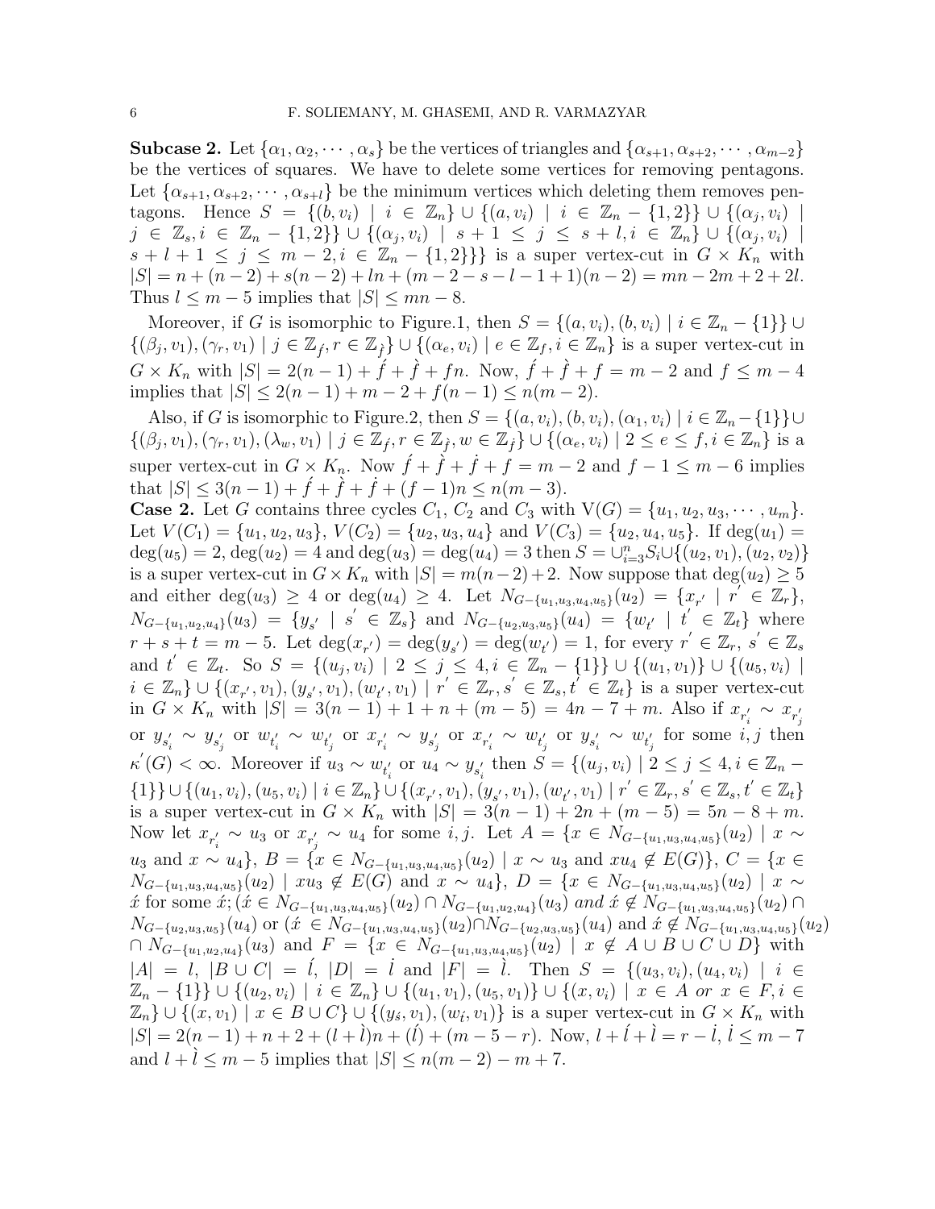**Subcase 2.** Let $\{\alpha_1, \alpha_2, \cdots, \alpha_s\}$ be the vertices of triangles and $\{\alpha_{s+1}, \alpha_{s+2}, \cdots, \alpha_{m-2}\}$ be the vertices of squares. We have to delete some vertices for removing pentagons. Let $\{\alpha_{s+1}, \alpha_{s+2}, \cdots, \alpha_{s+l}\}$ be the minimum vertices which deleting them removes pentagons. Hence $S = \{(b, v_i) \mid i \in \mathbb{Z}_n\} \cup \{(a, v_i) \mid i \in \mathbb{Z}_n - \{1,2\}\} \cup \{(\alpha_j, v_i) \mid j \in \mathbb{Z}_s, i \in \mathbb{Z}_n - \{1,2\}\} \cup \{(\alpha_j, v_i) \mid s+1 \leq j \leq s+l, i \in \mathbb{Z}_n\} \cup \{(\alpha_j, v_i) \mid s+l+1 \leq j \leq m-2, i \in \mathbb{Z}_n - \{1,2\}\}\}$ is a super vertex-cut in $G \times K_n$ with $|S| = n + (n-2) + s(n-2) + ln + (m-2-s-l-1+1)(n-2) = mn - 2m + 2 + 2l$. Thus $l \leq m-5$ implies that $|S| \leq mn - 8$.

Moreover, if $G$ is isomorphic to Figure.1, then $S = \{(a, v_i), (b, v_i) \mid i \in \mathbb{Z}_n - \{1\}\} \cup \{(\beta_j, v_1), (\gamma_r, v_1) \mid j \in \mathbb{Z}_{\acute{f}}, r \in \mathbb{Z}_{\grave{f}}\} \cup \{(\alpha_e, v_i) \mid e \in \mathbb{Z}_f, i \in \mathbb{Z}_n\}$ is a super vertex-cut in $G \times K_n$ with $|S| = 2(n-1) + \acute{f} + \grave{f} + fn$. Now, $\acute{f} + \grave{f} + f = m-2$ and $f \leq m-4$ implies that $|S| \leq 2(n-1) + m - 2 + f(n-1) \leq n(m-2)$.

Also, if $G$ is isomorphic to Figure.2, then $S = \{(a, v_i), (b, v_i), (\alpha_1, v_i) \mid i \in \mathbb{Z}_n - \{1\}\} \cup \{(\beta_j, v_1), (\gamma_r, v_1), (\lambda_w, v_1) \mid j \in \mathbb{Z}_{\acute{f}}, r \in \mathbb{Z}_{\grave{f}}, w \in \mathbb{Z}_{\dot{f}}\} \cup \{(\alpha_e, v_i) \mid 2 \leq e \leq f, i \in \mathbb{Z}_n\}$ is a super vertex-cut in $G \times K_n$. Now $\acute{f} + \grave{f} + \dot{f} + f = m-2$ and $f - 1 \leq m - 6$ implies that $|S| \leq 3(n-1) + \acute{f} + \grave{f} + \dot{f} + (f-1)n \leq n(m-3)$.

**Case 2.** Let $G$ contains three cycles $C_1$, $C_2$ and $C_3$ with $\mathrm{V}(G) = \{u_1, u_2, u_3, \cdots, u_m\}$. Let $V(C_1) = \{u_1, u_2, u_3\}$, $V(C_2) = \{u_2, u_3, u_4\}$ and $V(C_3) = \{u_2, u_4, u_5\}$. If $\deg(u_1) = \deg(u_5) = 2$, $\deg(u_2) = 4$ and $\deg(u_3) = \deg(u_4) = 3$ then $S = \cup_{i=3}^{n} S_i \cup \{(u_2, v_1), (u_2, v_2)\}$ is a super vertex-cut in $G \times K_n$ with $|S| = m(n-2) + 2$. Now suppose that $\deg(u_2) \geq 5$ and either $\deg(u_3) \geq 4$ or $\deg(u_4) \geq 4$. Let $N_{G - \{u_1, u_3, u_4, u_5\}}(u_2) = \{x_{r'} \mid r' \in \mathbb{Z}_r\}$, $N_{G - \{u_1, u_2, u_4\}}(u_3) = \{y_{s'} \mid s' \in \mathbb{Z}_s\}$ and $N_{G - \{u_2, u_3, u_5\}}(u_4) = \{w_{t'} \mid t' \in \mathbb{Z}_t\}$ where $r + s + t = m - 5$. Let $\deg(x_{r'}) = \deg(y_{s'}) = \deg(w_{t'}) = 1$, for every $r' \in \mathbb{Z}_r$, $s' \in \mathbb{Z}_s$ and $t' \in \mathbb{Z}_t$. So $S = \{(u_j, v_i) \mid 2 \leq j \leq 4, i \in \mathbb{Z}_n - \{1\}\} \cup \{(u_1, v_1)\} \cup \{(u_5, v_i) \mid i \in \mathbb{Z}_n\} \cup \{(x_{r'}, v_1), (y_{s'}, v_1), (w_{t'}, v_1) \mid r' \in \mathbb{Z}_r, s' \in \mathbb{Z}_s, t' \in \mathbb{Z}_t\}$ is a super vertex-cut in $G \times K_n$ with $|S| = 3(n-1) + 1 + n + (m-5) = 4n - 7 + m$. Also if $x_{r'_i} \sim x_{r'_j}$ or $y_{s'_i} \sim y_{s'_j}$ or $w_{t'_i} \sim w_{t'_j}$ or $x_{r'_i} \sim y_{s'_j}$ or $x_{r'_i} \sim w_{t'_j}$ or $y_{s'_i} \sim w_{t'_j}$ for some $i, j$ then $\kappa'(G) < \infty$. Moreover if $u_3 \sim w_{t'_i}$ or $u_4 \sim y_{s'_i}$ then $S = \{(u_j, v_i) \mid 2 \leq j \leq 4, i \in \mathbb{Z}_n - \{1\}\} \cup \{(u_1, v_i), (u_5, v_i) \mid i \in \mathbb{Z}_n\} \cup \{(x_{r'}, v_1), (y_{s'}, v_1), (w_{t'}, v_1) \mid r' \in \mathbb{Z}_r, s' \in \mathbb{Z}_s, t' \in \mathbb{Z}_t\}$ is a super vertex-cut in $G \times K_n$ with $|S| = 3(n-1) + 2n + (m-5) = 5n - 8 + m$. Now let $x_{r'_i} \sim u_3$ or $x_{r'_j} \sim u_4$ for some $i, j$. Let $A = \{x \in N_{G - \{u_1, u_3, u_4, u_5\}}(u_2) \mid x \sim u_3 \text{ and } x \sim u_4\}$, $B = \{x \in N_{G - \{u_1, u_3, u_4, u_5\}}(u_2) \mid x \sim u_3 \text{ and } xu_4 \notin E(G)\}$, $C = \{x \in N_{G - \{u_1, u_3, u_4, u_5\}}(u_2) \mid xu_3 \notin E(G) \text{ and } x \sim u_4\}$, $D = \{x \in N_{G - \{u_1, u_3, u_4, u_5\}}(u_2) \mid x \sim \acute{x} \text{ for some } \acute{x}; (\acute{x} \in N_{G - \{u_1, u_3, u_4, u_5\}}(u_2) \cap N_{G - \{u_1, u_2, u_4\}}(u_3) \textit{ and } \acute{x} \notin N_{G - \{u_1, u_3, u_4, u_5\}}(u_2) \cap N_{G - \{u_2, u_3, u_5\}}(u_4) \text{ or } (\acute{x} \in N_{G - \{u_1, u_3, u_4, u_5\}}(u_2) \cap N_{G - \{u_2, u_3, u_5\}}(u_4) \text{ and } \acute{x} \notin N_{G - \{u_1, u_3, u_4, u_5\}}(u_2) \cap N_{G - \{u_1, u_2, u_4\}}(u_3)\}$ and $F = \{x \in N_{G - \{u_1, u_3, u_4, u_5\}}(u_2) \mid x \notin A \cup B \cup C \cup D\}$ with $|A| = l$, $|B \cup C| = \acute{l}$, $|D| = \dot{l}$ and $|F| = \grave{l}$. Then $S = \{(u_3, v_i), (u_4, v_i) \mid i \in \mathbb{Z}_n - \{1\}\} \cup \{(u_2, v_i) \mid i \in \mathbb{Z}_n\} \cup \{(u_1, v_1), (u_5, v_1)\} \cup \{(x, v_i) \mid x \in A \text{ or } x \in F, i \in \mathbb{Z}_n\} \cup \{(x, v_1) \mid x \in B \cup C\} \cup \{(y_{\acute{s}}, v_1), (w_{\acute{t}}, v_1)\}$ is a super vertex-cut in $G \times K_n$ with $|S| = 2(n-1) + n + 2 + (l + \grave{l})n + (\acute{l}) + (m - 5 - r)$. Now, $l + \acute{l} + \grave{l} = r - \dot{l}$, $\grave{l} \leq m - 7$ and $l + \grave{l} \leq m - 5$ implies that $|S| \leq n(m-2) - m + 7$.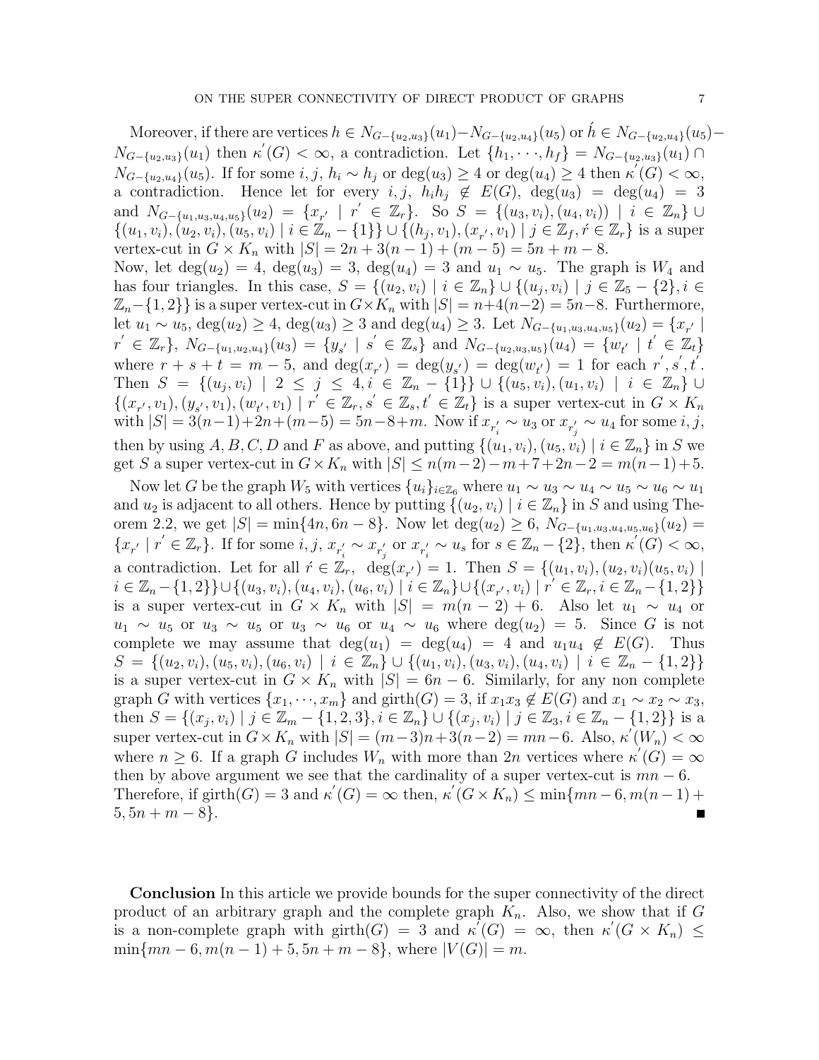Moreover, if there are vertices $h \in N_{G-\{u_2,u_3\}}(u_1) - N_{G-\{u_2,u_4\}}(u_5)$ or $\acute{h} \in N_{G-\{u_2,u_4\}}(u_5) - N_{G-\{u_2,u_3\}}(u_1)$ then $\kappa^{'}(G) < \infty$, a contradiction. Let $\{h_1, \cdots, h_f\} = N_{G-\{u_2,u_3\}}(u_1) \cap N_{G-\{u_2,u_4\}}(u_5)$. If for some $i, j$, $h_i \sim h_j$ or $\deg(u_3) \geq 4$ or $\deg(u_4) \geq 4$ then $\kappa^{'}(G) < \infty$, a contradiction. Hence let for every $i, j$, $h_i h_j \notin E(G)$, $\deg(u_3) = \deg(u_4) = 3$ and $N_{G-\{u_1,u_3,u_4,u_5\}}(u_2) = \{x_{r'} \mid r^{'} \in \mathbb{Z}_r\}$. So $S = \{(u_3, v_i), (u_4, v_i)) \mid i \in \mathbb{Z}_n\} \cup \{(u_1, v_i), (u_2, v_i), (u_5, v_i) \mid i \in \mathbb{Z}_n - \{1\}\} \cup \{(h_j, v_1), (x_{r'}, v_1) \mid j \in \mathbb{Z}_f, \acute{r} \in \mathbb{Z}_r\}$ is a super vertex-cut in $G \times K_n$ with $|S| = 2n + 3(n-1) + (m-5) = 5n + m - 8$.
Now, let $\deg(u_2) = 4$, $\deg(u_3) = 3$, $\deg(u_4) = 3$ and $u_1 \sim u_5$. The graph is $W_4$ and has four triangles. In this case, $S = \{(u_2, v_i) \mid i \in \mathbb{Z}_n\} \cup \{(u_j, v_i) \mid j \in \mathbb{Z}_5 - \{2\}, i \in \mathbb{Z}_n - \{1, 2\}\}$ is a super vertex-cut in $G \times K_n$ with $|S| = n + 4(n-2) = 5n - 8$. Furthermore, let $u_1 \sim u_5$, $\deg(u_2) \geq 4$, $\deg(u_3) \geq 3$ and $\deg(u_4) \geq 3$. Let $N_{G-\{u_1,u_3,u_4,u_5\}}(u_2) = \{x_{r'} \mid r^{'} \in \mathbb{Z}_r\}$, $N_{G-\{u_1,u_2,u_4\}}(u_3) = \{y_{s'} \mid s^{'} \in \mathbb{Z}_s\}$ and $N_{G-\{u_2,u_3,u_5\}}(u_4) = \{w_{t'} \mid t^{'} \in \mathbb{Z}_t\}$ where $r + s + t = m - 5$, and $\deg(x_{r'}) = \deg(y_{s'}) = \deg(w_{t'}) = 1$ for each $r^{'}, s^{'}, t^{'}$. Then $S = \{(u_j, v_i) \mid 2 \leq j \leq 4, i \in \mathbb{Z}_n - \{1\}\} \cup \{(u_5, v_i), (u_1, v_i) \mid i \in \mathbb{Z}_n\} \cup \{(x_{r'}, v_1), (y_{s'}, v_1), (w_{t'}, v_1) \mid r^{'} \in \mathbb{Z}_r, s^{'} \in \mathbb{Z}_s, t^{'} \in \mathbb{Z}_t\}$ is a super vertex-cut in $G \times K_n$ with $|S| = 3(n-1) + 2n + (m-5) = 5n - 8 + m$. Now if $x_{r_i^{'}} \sim u_3$ or $x_{r_j^{'}} \sim u_4$ for some $i, j$, then by using $A, B, C, D$ and $F$ as above, and putting $\{(u_1, v_i), (u_5, v_i) \mid i \in \mathbb{Z}_n\}$ in $S$ we get $S$ a super vertex-cut in $G \times K_n$ with $|S| \leq n(m-2) - m + 7 + 2n - 2 = m(n-1) + 5$.

Now let $G$ be the graph $W_5$ with vertices $\{u_i\}_{i \in \mathbb{Z}_6}$ where $u_1 \sim u_3 \sim u_4 \sim u_5 \sim u_6 \sim u_1$ and $u_2$ is adjacent to all others. Hence by putting $\{(u_2, v_i) \mid i \in \mathbb{Z}_n\}$ in $S$ and using Theorem 2.2, we get $|S| = \min\{4n, 6n - 8\}$. Now let $\deg(u_2) \geq 6$, $N_{G-\{u_1,u_3,u_4,u_5,u_6\}}(u_2) = \{x_{r'} \mid r^{'} \in \mathbb{Z}_r\}$. If for some $i, j$, $x_{r_i^{'}} \sim x_{r_j^{'}}$ or $x_{r_i^{'}} \sim u_s$ for $s \in \mathbb{Z}_n - \{2\}$, then $\kappa^{'}(G) < \infty$, a contradiction. Let for all $\acute{r} \in \mathbb{Z}_r$, $\deg(x_{r'}) = 1$. Then $S = \{(u_1, v_i), (u_2, v_i)(u_5, v_i) \mid i \in \mathbb{Z}_n - \{1, 2\}\} \cup \{(u_3, v_i), (u_4, v_i), (u_6, v_i) \mid i \in \mathbb{Z}_n\} \cup \{(x_{r'}, v_i) \mid r^{'} \in \mathbb{Z}_r, i \in \mathbb{Z}_n - \{1, 2\}\}$ is a super vertex-cut in $G \times K_n$ with $|S| = m(n-2) + 6$. Also let $u_1 \sim u_4$ or $u_1 \sim u_5$ or $u_3 \sim u_5$ or $u_3 \sim u_6$ or $u_4 \sim u_6$ where $\deg(u_2) = 5$. Since $G$ is not complete we may assume that $\deg(u_1) = \deg(u_4) = 4$ and $u_1 u_4 \notin E(G)$. Thus $S = \{(u_2, v_i), (u_5, v_i), (u_6, v_i) \mid i \in \mathbb{Z}_n\} \cup \{(u_1, v_i), (u_3, v_i), (u_4, v_i) \mid i \in \mathbb{Z}_n - \{1, 2\}\}$ is a super vertex-cut in $G \times K_n$ with $|S| = 6n - 6$. Similarly, for any non complete graph $G$ with vertices $\{x_1, \cdots, x_m\}$ and $\text{girth}(G) = 3$, if $x_1 x_3 \notin E(G)$ and $x_1 \sim x_2 \sim x_3$, then $S = \{(x_j, v_i) \mid j \in \mathbb{Z}_m - \{1, 2, 3\}, i \in \mathbb{Z}_n\} \cup \{(x_j, v_i) \mid j \in \mathbb{Z}_3, i \in \mathbb{Z}_n - \{1, 2\}\}$ is a super vertex-cut in $G \times K_n$ with $|S| = (m-3)n + 3(n-2) = mn - 6$. Also, $\kappa^{'}(W_n) < \infty$ where $n \geq 6$. If a graph $G$ includes $W_n$ with more than $2n$ vertices where $\kappa^{'}(G) = \infty$ then by above argument we see that the cardinality of a super vertex-cut is $mn - 6$. Therefore, if $\text{girth}(G) = 3$ and $\kappa^{'}(G) = \infty$ then, $\kappa^{'}(G \times K_n) \leq \min\{mn - 6, m(n-1) + 5, 5n + m - 8\}$. ∎

**Conclusion** In this article we provide bounds for the super connectivity of the direct product of an arbitrary graph and the complete graph $K_n$. Also, we show that if $G$ is a non-complete graph with $\text{girth}(G) = 3$ and $\kappa^{'}(G) = \infty$, then $\kappa^{'}(G \times K_n) \leq \min\{mn - 6, m(n-1) + 5, 5n + m - 8\}$, where $|V(G)| = m$.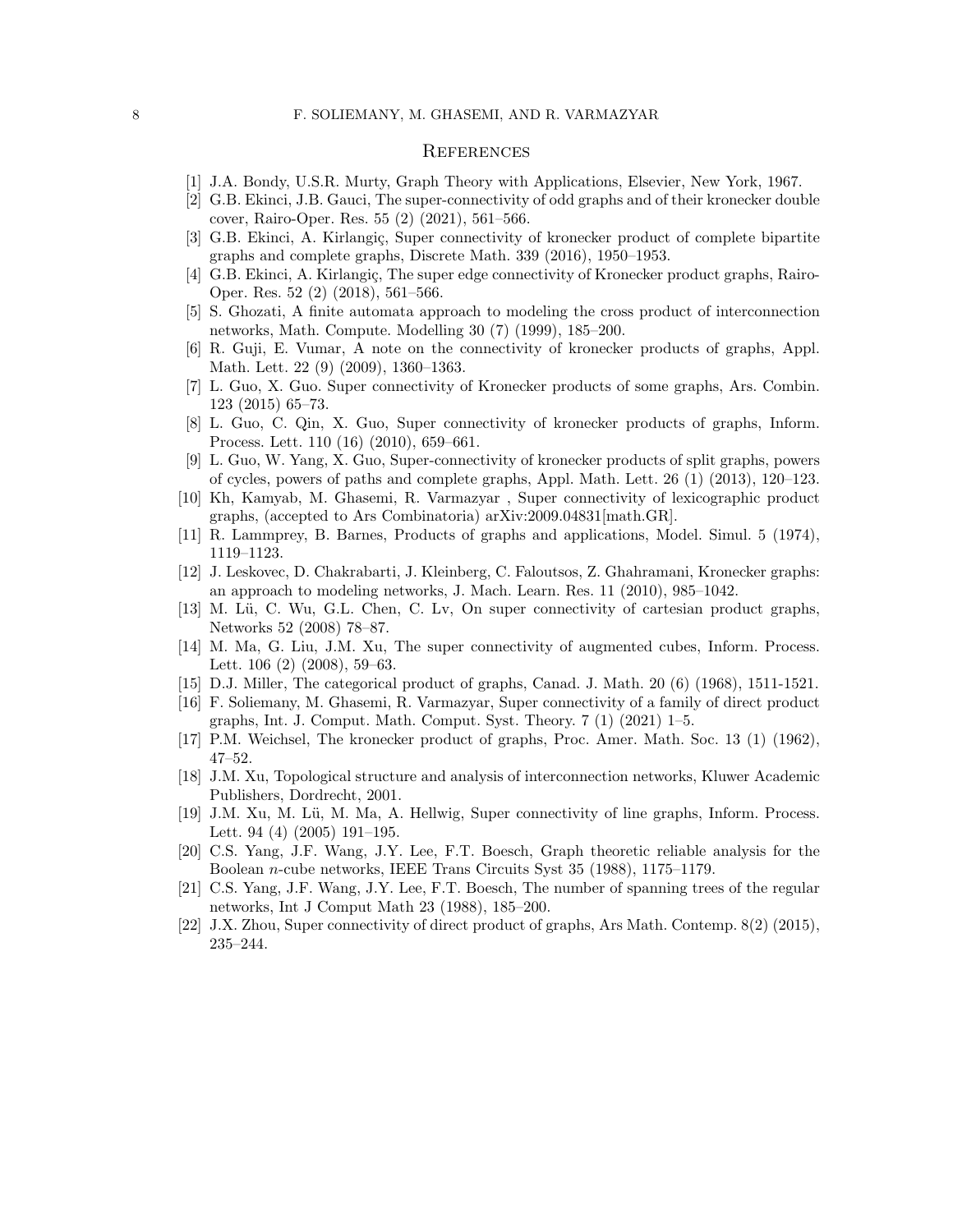## References

[1] J.A. Bondy, U.S.R. Murty, Graph Theory with Applications, Elsevier, New York, 1967.

[2] G.B. Ekinci, J.B. Gauci, The super-connectivity of odd graphs and of their kronecker double cover, Rairo-Oper. Res. 55 (2) (2021), 561–566.

[3] G.B. Ekinci, A. Kirlangiç, Super connectivity of kronecker product of complete bipartite graphs and complete graphs, Discrete Math. 339 (2016), 1950–1953.

[4] G.B. Ekinci, A. Kirlangiç, The super edge connectivity of Kronecker product graphs, Rairo-Oper. Res. 52 (2) (2018), 561–566.

[5] S. Ghozati, A finite automata approach to modeling the cross product of interconnection networks, Math. Compute. Modelling 30 (7) (1999), 185–200.

[6] R. Guji, E. Vumar, A note on the connectivity of kronecker products of graphs, Appl. Math. Lett. 22 (9) (2009), 1360–1363.

[7] L. Guo, X. Guo. Super connectivity of Kronecker products of some graphs, Ars. Combin. 123 (2015) 65–73.

[8] L. Guo, C. Qin, X. Guo, Super connectivity of kronecker products of graphs, Inform. Process. Lett. 110 (16) (2010), 659–661.

[9] L. Guo, W. Yang, X. Guo, Super-connectivity of kronecker products of split graphs, powers of cycles, powers of paths and complete graphs, Appl. Math. Lett. 26 (1) (2013), 120–123.

[10] Kh, Kamyab, M. Ghasemi, R. Varmazyar , Super connectivity of lexicographic product graphs, (accepted to Ars Combinatoria) arXiv:2009.04831[math.GR].

[11] R. Lammprey, B. Barnes, Products of graphs and applications, Model. Simul. 5 (1974), 1119–1123.

[12] J. Leskovec, D. Chakrabarti, J. Kleinberg, C. Faloutsos, Z. Ghahramani, Kronecker graphs: an approach to modeling networks, J. Mach. Learn. Res. 11 (2010), 985–1042.

[13] M. Lü, C. Wu, G.L. Chen, C. Lv, On super connectivity of cartesian product graphs, Networks 52 (2008) 78–87.

[14] M. Ma, G. Liu, J.M. Xu, The super connectivity of augmented cubes, Inform. Process. Lett. 106 (2) (2008), 59–63.

[15] D.J. Miller, The categorical product of graphs, Canad. J. Math. 20 (6) (1968), 1511-1521.

[16] F. Soliemany, M. Ghasemi, R. Varmazyar, Super connectivity of a family of direct product graphs, Int. J. Comput. Math. Comput. Syst. Theory. 7 (1) (2021) 1–5.

[17] P.M. Weichsel, The kronecker product of graphs, Proc. Amer. Math. Soc. 13 (1) (1962), 47–52.

[18] J.M. Xu, Topological structure and analysis of interconnection networks, Kluwer Academic Publishers, Dordrecht, 2001.

[19] J.M. Xu, M. Lü, M. Ma, A. Hellwig, Super connectivity of line graphs, Inform. Process. Lett. 94 (4) (2005) 191–195.

[20] C.S. Yang, J.F. Wang, J.Y. Lee, F.T. Boesch, Graph theoretic reliable analysis for the Boolean $n$-cube networks, IEEE Trans Circuits Syst 35 (1988), 1175–1179.

[21] C.S. Yang, J.F. Wang, J.Y. Lee, F.T. Boesch, The number of spanning trees of the regular networks, Int J Comput Math 23 (1988), 185–200.

[22] J.X. Zhou, Super connectivity of direct product of graphs, Ars Math. Contemp. 8(2) (2015), 235–244.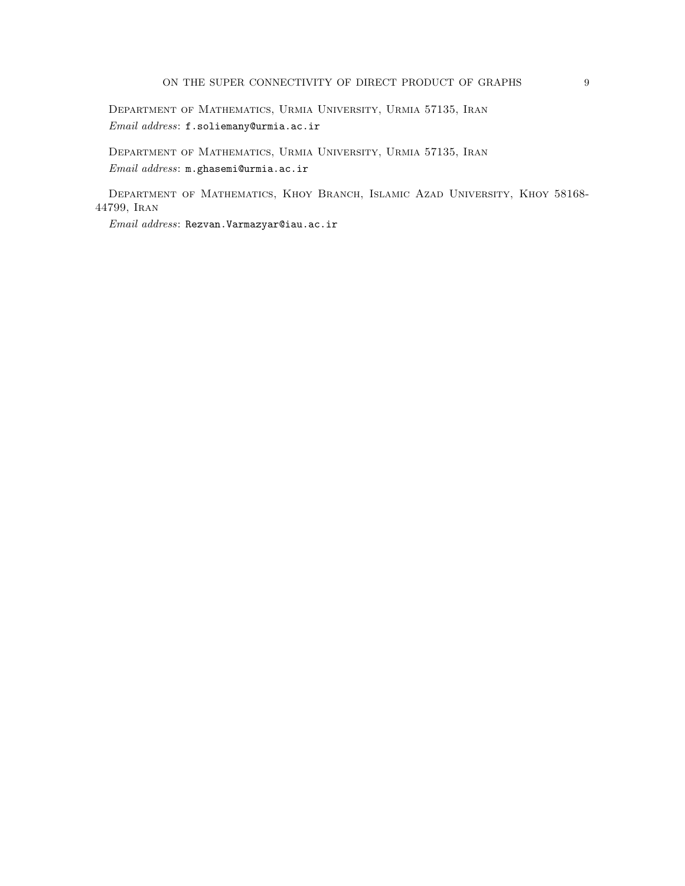Department of Mathematics, Urmia University, Urmia 57135, Iran
*Email address*: f.soliemany@urmia.ac.ir

Department of Mathematics, Urmia University, Urmia 57135, Iran
*Email address*: m.ghasemi@urmia.ac.ir

Department of Mathematics, Khoy Branch, Islamic Azad University, Khoy 58168-44799, Iran
*Email address*: Rezvan.Varmazyar@iau.ac.ir